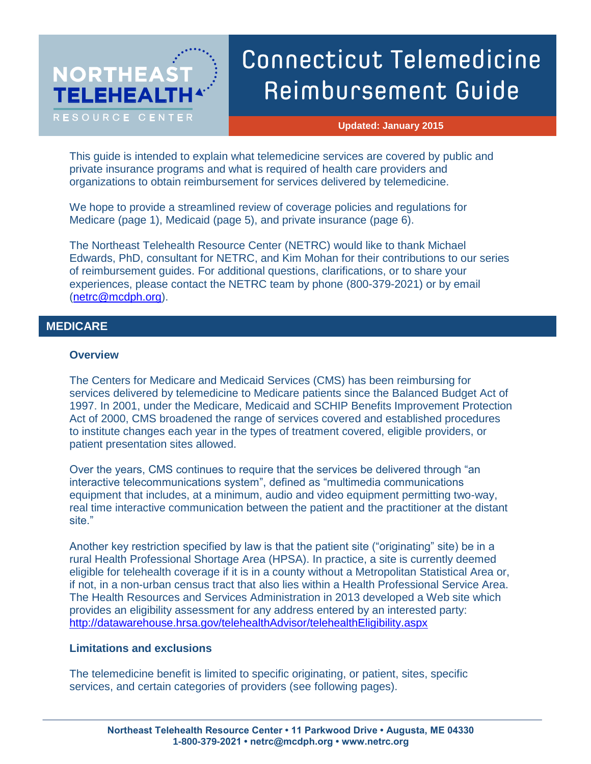NORTHEAST TELEHEALTH RESOURCE CENTER

# Connecticut Telemedicine Reimbursement Guide

**Updated: January 2015**

This guide is intended to explain what telemedicine services are covered by public and private insurance programs and what is required of health care providers and organizations to obtain reimbursement for services delivered by telemedicine.

We hope to provide a streamlined review of coverage policies and regulations for Medicare (page 1), Medicaid (page 5), and private insurance (page 6).

The Northeast Telehealth Resource Center (NETRC) would like to thank Michael Edwards, PhD, consultant for NETRC, and Kim Mohan for their contributions to our series of reimbursement guides. For additional questions, clarifications, or to share your experiences, please contact the NETRC team by phone (800-379-2021) or by email (netrc@mcdph.org).

## MEDICARE

### Overview

The Centers for Medicare and Medicaid Services (CMS) has been reimbursing for services delivered by telemedicine to Medicare patients since the Balanced Budget Act of 1997. In 2001, under the Medicare, Medicaid and SCHIP Benefits Improvement Protection Act of 2000, CMS broadened the range of services covered and established procedures to institute changes each year in the types of treatment covered, eligible providers, or patient presentation sites allowed.

Over the years, CMS continues to require that the services be delivered through "an interactive telecommunications system", defined as "multimedia communications equipment that includes, at a minimum, audio and video equipment permitting two-way, real time interactive communication between the patient and the practitioner at the distant site."

Another key restriction specified by law is that the patient site ("originating" site) be in a rural Health Professional Shortage Area (HPSA). In practice, a site is currently deemed eligible for telehealth coverage if it is in a county without a Metropolitan Statistical Area or, if not, in a non-urban census tract that also lies within a Health Professional Service Area. The Health Resources and Services Administration in 2013 developed a Web site which provides an eligibility assessment for any address entered by an interested party: http://datawarehouse.hrsa.gov/telehealthAdvisor/telehealthEligibility.aspx

### Limitations and exclusions

The telemedicine benefit is limited to specific originating, or patient, sites, specific services, and certain categories of providers (see following pages).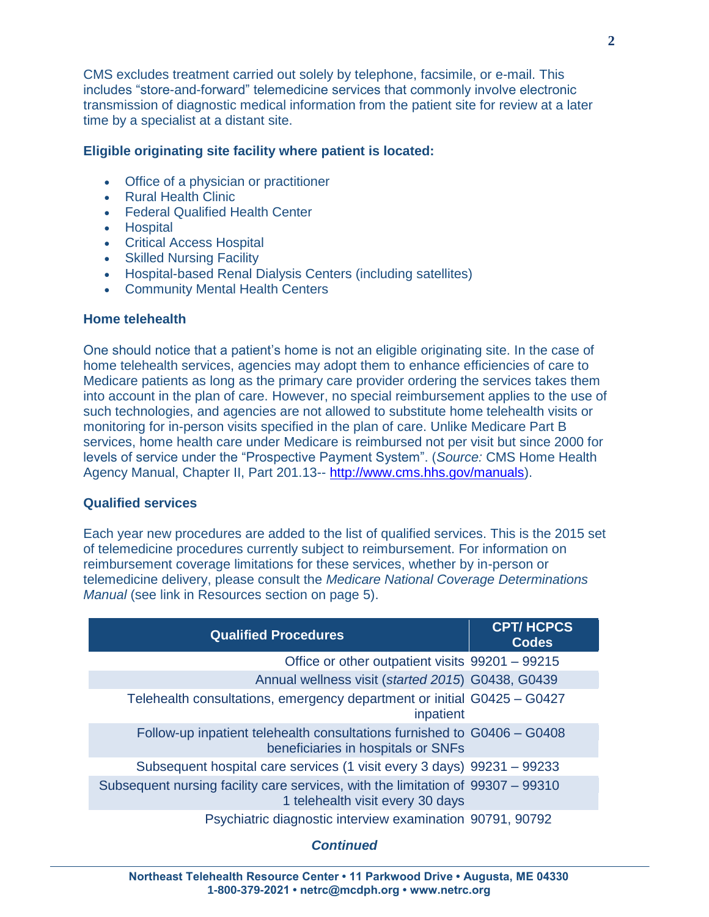CMS excludes treatment carried out solely by telephone, facsimile, or e-mail. This includes "store-and-forward" telemedicine services that commonly involve electronic transmission of diagnostic medical information from the patient site for review at a later time by a specialist at a distant site.

**Eligible originating site facility where patient is located:**

- Office of a physician or practitioner
- Rural Health Clinic
- Federal Qualified Health Center
- Hospital
- Critical Access Hospital
- Skilled Nursing Facility
- Hospital-based Renal Dialysis Centers (including satellites)
- Community Mental Health Centers

**Home telehealth**

One should notice that a patient's home is not an eligible originating site. In the case of home telehealth services, agencies may adopt them to enhance efficiencies of care to Medicare patients as long as the primary care provider ordering the services takes them into account in the plan of care. However, no special reimbursement applies to the use of such technologies, and agencies are not allowed to substitute home telehealth visits or monitoring for in-person visits specified in the plan of care. Unlike Medicare Part B services, home health care under Medicare is reimbursed not per visit but since 2000 for levels of service under the "Prospective Payment System". (*Source:* CMS Home Health Agency Manual, Chapter II, Part 201.13-- http://www.cms.hhs.gov/manuals).

**Qualified services**

Each year new procedures are added to the list of qualified services. This is the 2015 set of telemedicine procedures currently subject to reimbursement. For information on reimbursement coverage limitations for these services, whether by in-person or telemedicine delivery, please consult the *Medicare National Coverage Determinations Manual* (see link in Resources section on page 5).

| Qualified Procedures | CPT/ HCPCS Codes |
|---|---|
| Office or other outpatient visits | 99201 – 99215 |
| Annual wellness visit (*started 2015*) | G0438, G0439 |
| Telehealth consultations, emergency department or initial inpatient | G0425 – G0427 |
| Follow-up inpatient telehealth consultations furnished to beneficiaries in hospitals or SNFs | G0406 – G0408 |
| Subsequent hospital care services (1 visit every 3 days) | 99231 – 99233 |
| Subsequent nursing facility care services, with the limitation of 1 telehealth visit every 30 days | 99307 – 99310 |
| Psychiatric diagnostic interview examination | 90791, 90792 |

***Continued***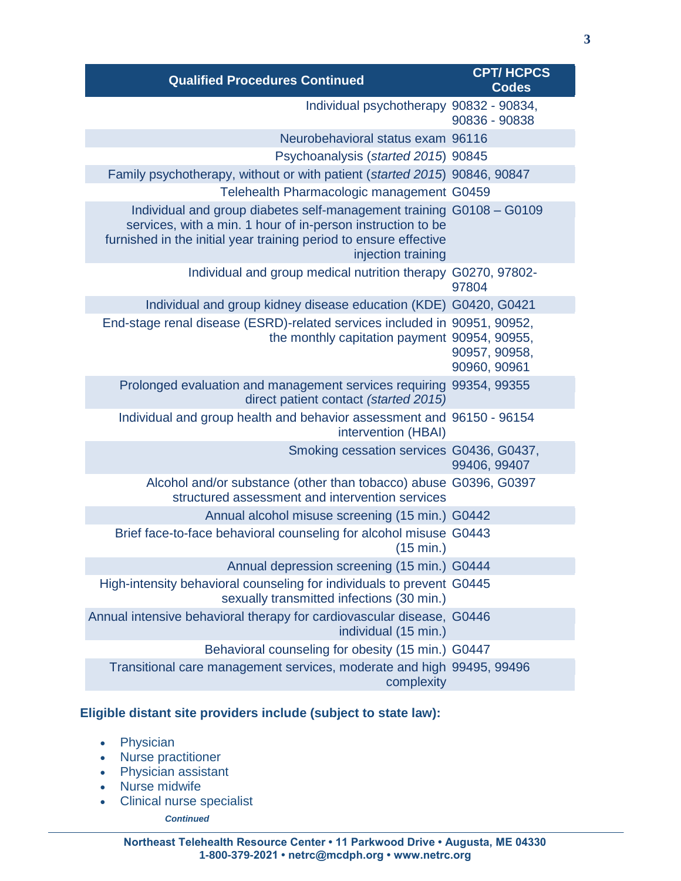| Qualified Procedures Continued | CPT/ HCPCS Codes |
|---|---|
| Individual psychotherapy | 90832 - 90834, 90836 - 90838 |
| Neurobehavioral status exam | 96116 |
| Psychoanalysis (*started 2015*) | 90845 |
| Family psychotherapy, without or with patient (*started 2015*) | 90846, 90847 |
| Telehealth Pharmacologic management | G0459 |
| Individual and group diabetes self-management training services, with a min. 1 hour of in-person instruction to be furnished in the initial year training period to ensure effective injection training | G0108 – G0109 |
| Individual and group medical nutrition therapy | G0270, 97802-97804 |
| Individual and group kidney disease education (KDE) | G0420, G0421 |
| End-stage renal disease (ESRD)-related services included in the monthly capitation payment | 90951, 90952, 90954, 90955, 90957, 90958, 90960, 90961 |
| Prolonged evaluation and management services requiring direct patient contact *(started 2015)* | 99354, 99355 |
| Individual and group health and behavior assessment and intervention (HBAI) | 96150 - 96154 |
| Smoking cessation services | G0436, G0437, 99406, 99407 |
| Alcohol and/or substance (other than tobacco) abuse structured assessment and intervention services | G0396, G0397 |
| Annual alcohol misuse screening (15 min.) | G0442 |
| Brief face-to-face behavioral counseling for alcohol misuse (15 min.) | G0443 |
| Annual depression screening (15 min.) | G0444 |
| High-intensity behavioral counseling for individuals to prevent sexually transmitted infections (30 min.) | G0445 |
| Annual intensive behavioral therapy for cardiovascular disease, individual (15 min.) | G0446 |
| Behavioral counseling for obesity (15 min.) | G0447 |
| Transitional care management services, moderate and high complexity | 99495, 99496 |

**Eligible distant site providers include (subject to state law):**

- Physician
- Nurse practitioner
- Physician assistant
- Nurse midwife
- Clinical nurse specialist

***Continued***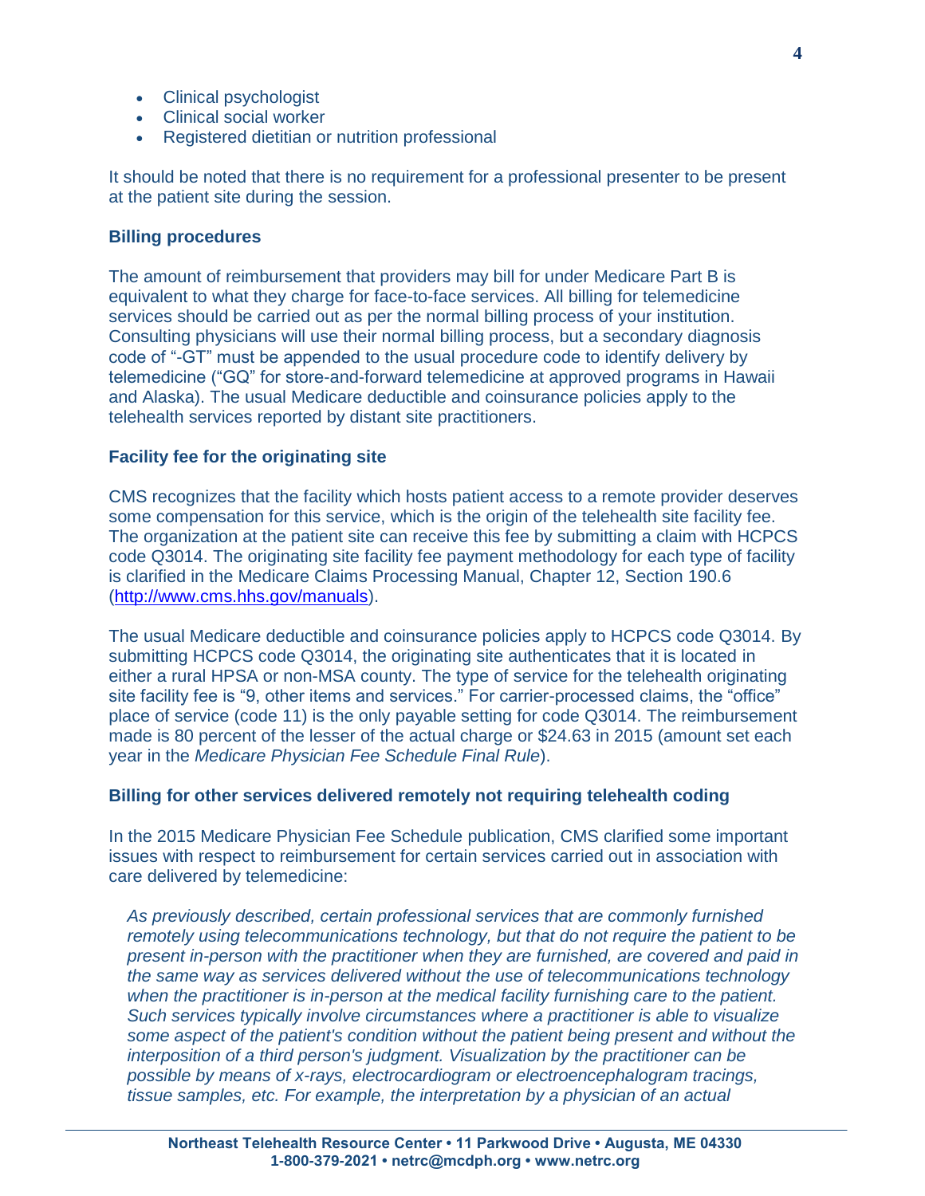- Clinical psychologist
- Clinical social worker
- Registered dietitian or nutrition professional

It should be noted that there is no requirement for a professional presenter to be present at the patient site during the session.

**Billing procedures**

The amount of reimbursement that providers may bill for under Medicare Part B is equivalent to what they charge for face-to-face services. All billing for telemedicine services should be carried out as per the normal billing process of your institution. Consulting physicians will use their normal billing process, but a secondary diagnosis code of "-GT" must be appended to the usual procedure code to identify delivery by telemedicine ("GQ" for store-and-forward telemedicine at approved programs in Hawaii and Alaska). The usual Medicare deductible and coinsurance policies apply to the telehealth services reported by distant site practitioners.

**Facility fee for the originating site**

CMS recognizes that the facility which hosts patient access to a remote provider deserves some compensation for this service, which is the origin of the telehealth site facility fee. The organization at the patient site can receive this fee by submitting a claim with HCPCS code Q3014. The originating site facility fee payment methodology for each type of facility is clarified in the Medicare Claims Processing Manual, Chapter 12, Section 190.6 ([http://www.cms.hhs.gov/manuals](http://www.cms.hhs.gov/manuals)).

The usual Medicare deductible and coinsurance policies apply to HCPCS code Q3014. By submitting HCPCS code Q3014, the originating site authenticates that it is located in either a rural HPSA or non-MSA county. The type of service for the telehealth originating site facility fee is "9, other items and services." For carrier-processed claims, the "office" place of service (code 11) is the only payable setting for code Q3014. The reimbursement made is 80 percent of the lesser of the actual charge or $24.63 in 2015 (amount set each year in the *Medicare Physician Fee Schedule Final Rule*).

**Billing for other services delivered remotely not requiring telehealth coding**

In the 2015 Medicare Physician Fee Schedule publication, CMS clarified some important issues with respect to reimbursement for certain services carried out in association with care delivered by telemedicine:

> *As previously described, certain professional services that are commonly furnished remotely using telecommunications technology, but that do not require the patient to be present in-person with the practitioner when they are furnished, are covered and paid in the same way as services delivered without the use of telecommunications technology when the practitioner is in-person at the medical facility furnishing care to the patient. Such services typically involve circumstances where a practitioner is able to visualize some aspect of the patient's condition without the patient being present and without the interposition of a third person's judgment. Visualization by the practitioner can be possible by means of x-rays, electrocardiogram or electroencephalogram tracings, tissue samples, etc. For example, the interpretation by a physician of an actual*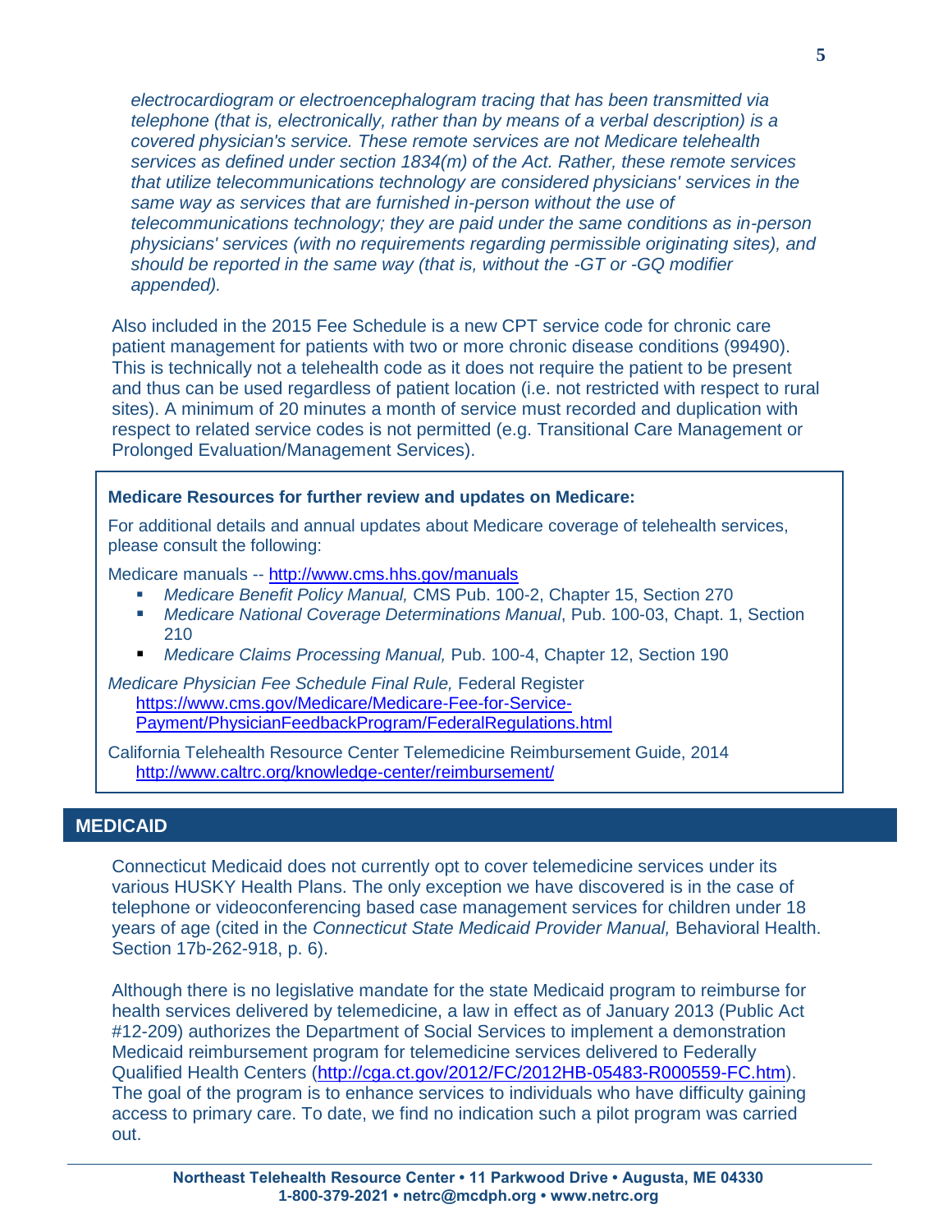*electrocardiogram or electroencephalogram tracing that has been transmitted via telephone (that is, electronically, rather than by means of a verbal description) is a covered physician's service. These remote services are not Medicare telehealth services as defined under section 1834(m) of the Act. Rather, these remote services that utilize telecommunications technology are considered physicians' services in the same way as services that are furnished in-person without the use of telecommunications technology; they are paid under the same conditions as in-person physicians' services (with no requirements regarding permissible originating sites), and should be reported in the same way (that is, without the -GT or -GQ modifier appended).*

Also included in the 2015 Fee Schedule is a new CPT service code for chronic care patient management for patients with two or more chronic disease conditions (99490). This is technically not a telehealth code as it does not require the patient to be present and thus can be used regardless of patient location (i.e. not restricted with respect to rural sites). A minimum of 20 minutes a month of service must recorded and duplication with respect to related service codes is not permitted (e.g. Transitional Care Management or Prolonged Evaluation/Management Services).

**Medicare Resources for further review and updates on Medicare:**

For additional details and annual updates about Medicare coverage of telehealth services, please consult the following:

Medicare manuals -- http://www.cms.hhs.gov/manuals

- *Medicare Benefit Policy Manual,* CMS Pub. 100-2, Chapter 15, Section 270
- *Medicare National Coverage Determinations Manual*, Pub. 100-03, Chapt. 1, Section 210
- *Medicare Claims Processing Manual,* Pub. 100-4, Chapter 12, Section 190

*Medicare Physician Fee Schedule Final Rule,* Federal Register
https://www.cms.gov/Medicare/Medicare-Fee-for-Service-Payment/PhysicianFeedbackProgram/FederalRegulations.html

California Telehealth Resource Center Telemedicine Reimbursement Guide, 2014
http://www.caltrc.org/knowledge-center/reimbursement/

## MEDICAID

Connecticut Medicaid does not currently opt to cover telemedicine services under its various HUSKY Health Plans. The only exception we have discovered is in the case of telephone or videoconferencing based case management services for children under 18 years of age (cited in the *Connecticut State Medicaid Provider Manual,* Behavioral Health. Section 17b-262-918, p. 6).

Although there is no legislative mandate for the state Medicaid program to reimburse for health services delivered by telemedicine, a law in effect as of January 2013 (Public Act #12-209) authorizes the Department of Social Services to implement a demonstration Medicaid reimbursement program for telemedicine services delivered to Federally Qualified Health Centers (http://cga.ct.gov/2012/FC/2012HB-05483-R000559-FC.htm). The goal of the program is to enhance services to individuals who have difficulty gaining access to primary care. To date, we find no indication such a pilot program was carried out.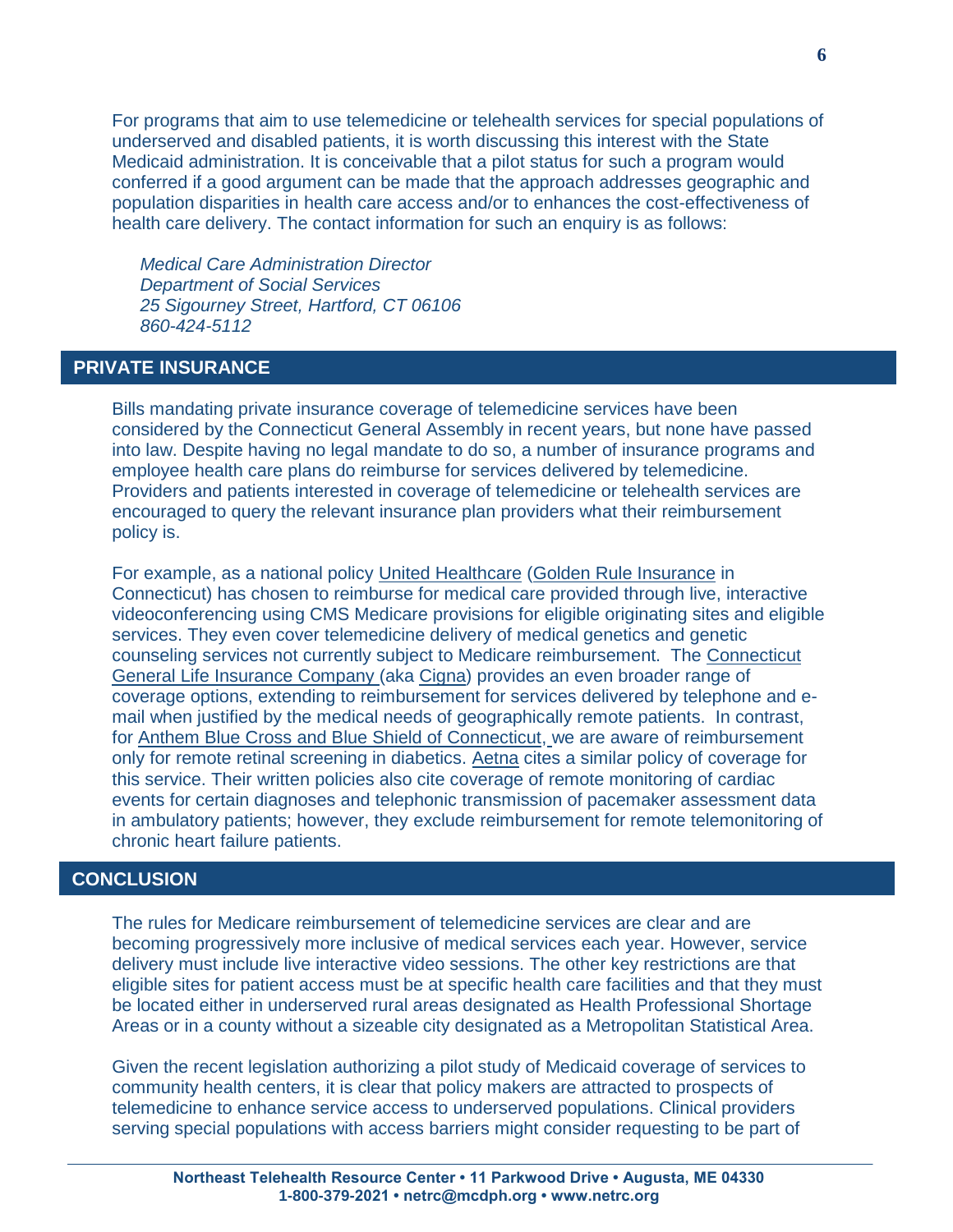For programs that aim to use telemedicine or telehealth services for special populations of underserved and disabled patients, it is worth discussing this interest with the State Medicaid administration. It is conceivable that a pilot status for such a program would conferred if a good argument can be made that the approach addresses geographic and population disparities in health care access and/or to enhances the cost-effectiveness of health care delivery. The contact information for such an enquiry is as follows:

*Medical Care Administration Director*
*Department of Social Services*
*25 Sigourney Street, Hartford, CT 06106*
*860-424-5112*

## PRIVATE INSURANCE

Bills mandating private insurance coverage of telemedicine services have been considered by the Connecticut General Assembly in recent years, but none have passed into law. Despite having no legal mandate to do so, a number of insurance programs and employee health care plans do reimburse for services delivered by telemedicine. Providers and patients interested in coverage of telemedicine or telehealth services are encouraged to query the relevant insurance plan providers what their reimbursement policy is.

For example, as a national policy United Healthcare (Golden Rule Insurance in Connecticut) has chosen to reimburse for medical care provided through live, interactive videoconferencing using CMS Medicare provisions for eligible originating sites and eligible services. They even cover telemedicine delivery of medical genetics and genetic counseling services not currently subject to Medicare reimbursement. The Connecticut General Life Insurance Company (aka Cigna) provides an even broader range of coverage options, extending to reimbursement for services delivered by telephone and e-mail when justified by the medical needs of geographically remote patients. In contrast, for Anthem Blue Cross and Blue Shield of Connecticut, we are aware of reimbursement only for remote retinal screening in diabetics. Aetna cites a similar policy of coverage for this service. Their written policies also cite coverage of remote monitoring of cardiac events for certain diagnoses and telephonic transmission of pacemaker assessment data in ambulatory patients; however, they exclude reimbursement for remote telemonitoring of chronic heart failure patients.

## CONCLUSION

The rules for Medicare reimbursement of telemedicine services are clear and are becoming progressively more inclusive of medical services each year. However, service delivery must include live interactive video sessions. The other key restrictions are that eligible sites for patient access must be at specific health care facilities and that they must be located either in underserved rural areas designated as Health Professional Shortage Areas or in a county without a sizeable city designated as a Metropolitan Statistical Area.

Given the recent legislation authorizing a pilot study of Medicaid coverage of services to community health centers, it is clear that policy makers are attracted to prospects of telemedicine to enhance service access to underserved populations. Clinical providers serving special populations with access barriers might consider requesting to be part of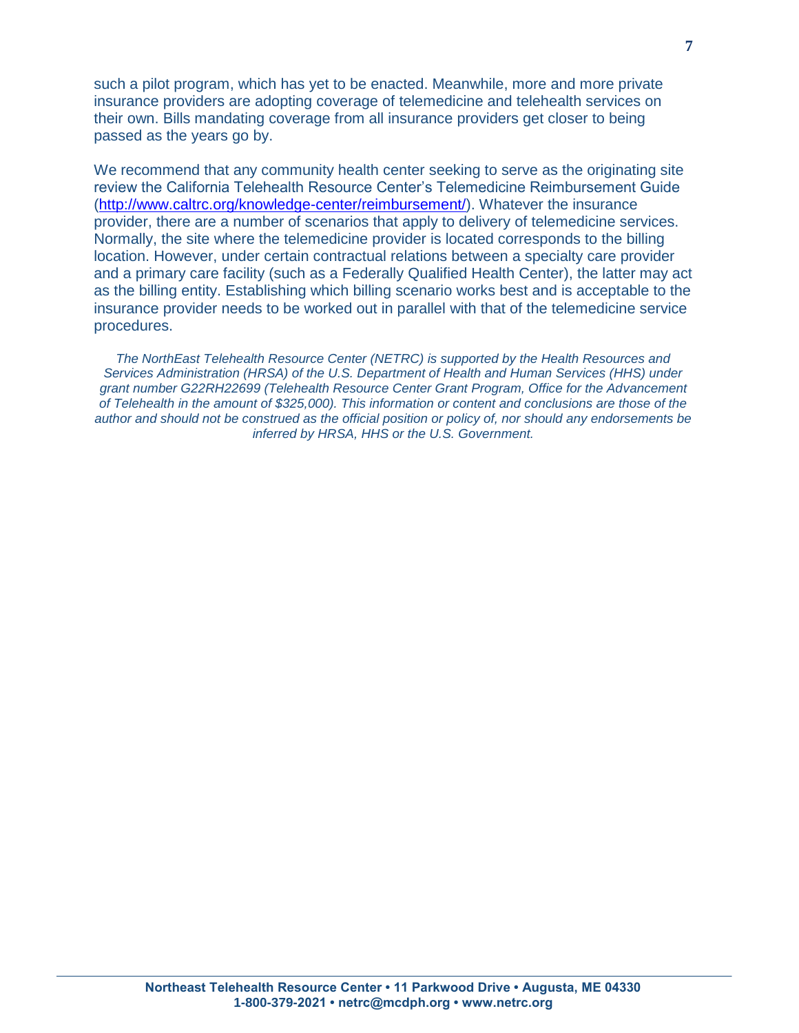such a pilot program, which has yet to be enacted. Meanwhile, more and more private insurance providers are adopting coverage of telemedicine and telehealth services on their own. Bills mandating coverage from all insurance providers get closer to being passed as the years go by.

We recommend that any community health center seeking to serve as the originating site review the California Telehealth Resource Center's Telemedicine Reimbursement Guide (http://www.caltrc.org/knowledge-center/reimbursement/). Whatever the insurance provider, there are a number of scenarios that apply to delivery of telemedicine services. Normally, the site where the telemedicine provider is located corresponds to the billing location. However, under certain contractual relations between a specialty care provider and a primary care facility (such as a Federally Qualified Health Center), the latter may act as the billing entity. Establishing which billing scenario works best and is acceptable to the insurance provider needs to be worked out in parallel with that of the telemedicine service procedures.

*The NorthEast Telehealth Resource Center (NETRC) is supported by the Health Resources and Services Administration (HRSA) of the U.S. Department of Health and Human Services (HHS) under grant number G22RH22699 (Telehealth Resource Center Grant Program, Office for the Advancement of Telehealth in the amount of $325,000). This information or content and conclusions are those of the author and should not be construed as the official position or policy of, nor should any endorsements be inferred by HRSA, HHS or the U.S. Government.*

**Northeast Telehealth Resource Center • 11 Parkwood Drive • Augusta, ME 04330**
**1-800-379-2021 • netrc@mcdph.org • www.netrc.org**